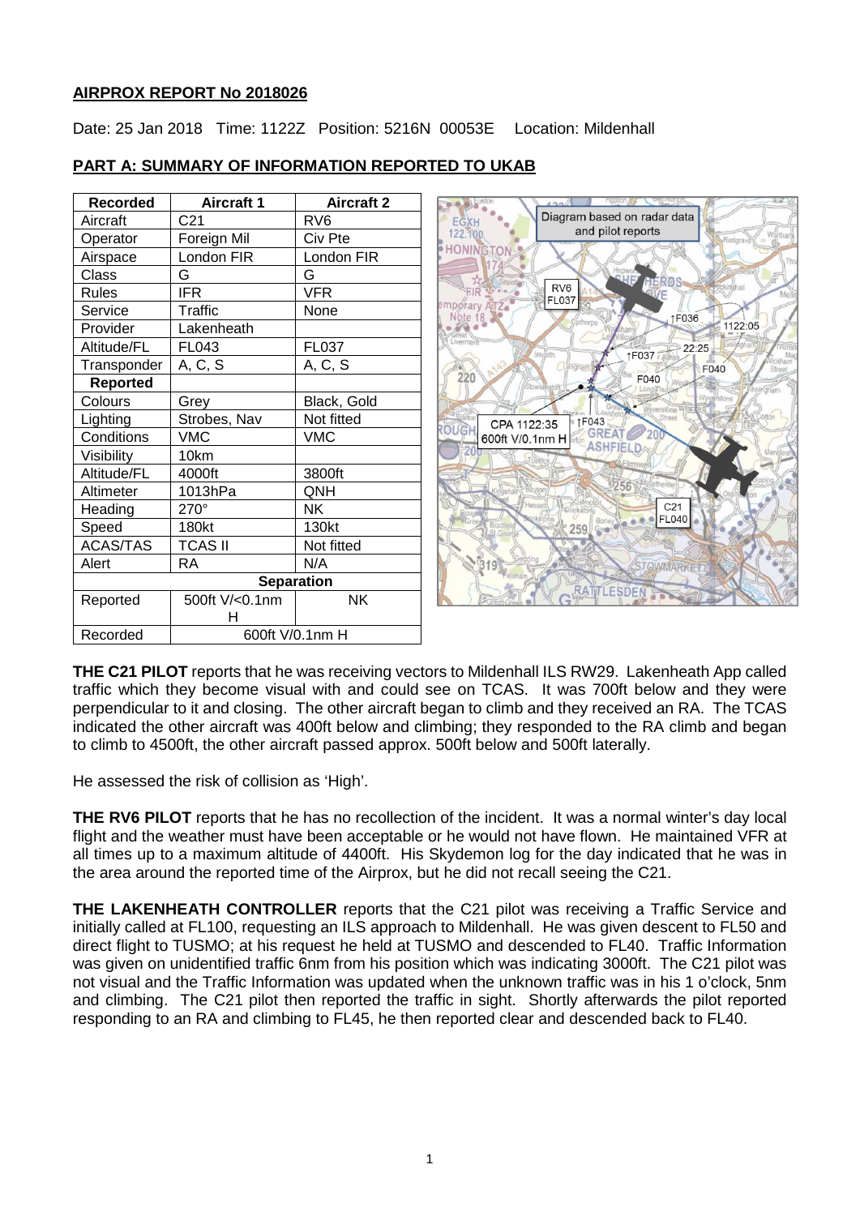## AIRPROX REPORT No 2018026

Date: 25 Jan 2018 Time: 1122Z Position: 5216N 00053E Location: Mildenhall

## PART A: SUMMARY OF INFORMATION REPORTED TO UKAB

| Recorded | Aircraft 1 | Aircraft 2 |
|---|---|---|
| Aircraft | C21 | RV6 |
| Operator | Foreign Mil | Civ Pte |
| Airspace | London FIR | London FIR |
| Class | G | G |
| Rules | IFR | VFR |
| Service | Traffic | None |
| Provider | Lakenheath | |
| Altitude/FL | FL043 | FL037 |
| Transponder | A, C, S | A, C, S |
| **Reported** | | |
| Colours | Grey | Black, Gold |
| Lighting | Strobes, Nav | Not fitted |
| Conditions | VMC | VMC |
| Visibility | 10km | |
| Altitude/FL | 4000ft | 3800ft |
| Altimeter | 1013hPa | QNH |
| Heading | 270° | NK |
| Speed | 180kt | 130kt |
| ACAS/TAS | TCAS II | Not fitted |
| Alert | RA | N/A |
| **Separation** | | |
| Reported | 500ft V/<0.1nm H | NK |
| Recorded | 600ft V/0.1nm H | |

Diagram based on radar data and pilot reports

**THE C21 PILOT** reports that he was receiving vectors to Mildenhall ILS RW29. Lakenheath App called traffic which they become visual with and could see on TCAS. It was 700ft below and they were perpendicular to it and closing. The other aircraft began to climb and they received an RA. The TCAS indicated the other aircraft was 400ft below and climbing; they responded to the RA climb and began to climb to 4500ft, the other aircraft passed approx. 500ft below and 500ft laterally.

He assessed the risk of collision as 'High'.

**THE RV6 PILOT** reports that he has no recollection of the incident. It was a normal winter's day local flight and the weather must have been acceptable or he would not have flown. He maintained VFR at all times up to a maximum altitude of 4400ft. His Skydemon log for the day indicated that he was in the area around the reported time of the Airprox, but he did not recall seeing the C21.

**THE LAKENHEATH CONTROLLER** reports that the C21 pilot was receiving a Traffic Service and initially called at FL100, requesting an ILS approach to Mildenhall. He was given descent to FL50 and direct flight to TUSMO; at his request he held at TUSMO and descended to FL40. Traffic Information was given on unidentified traffic 6nm from his position which was indicating 3000ft. The C21 pilot was not visual and the Traffic Information was updated when the unknown traffic was in his 1 o'clock, 5nm and climbing. The C21 pilot then reported the traffic in sight. Shortly afterwards the pilot reported responding to an RA and climbing to FL45, he then reported clear and descended back to FL40.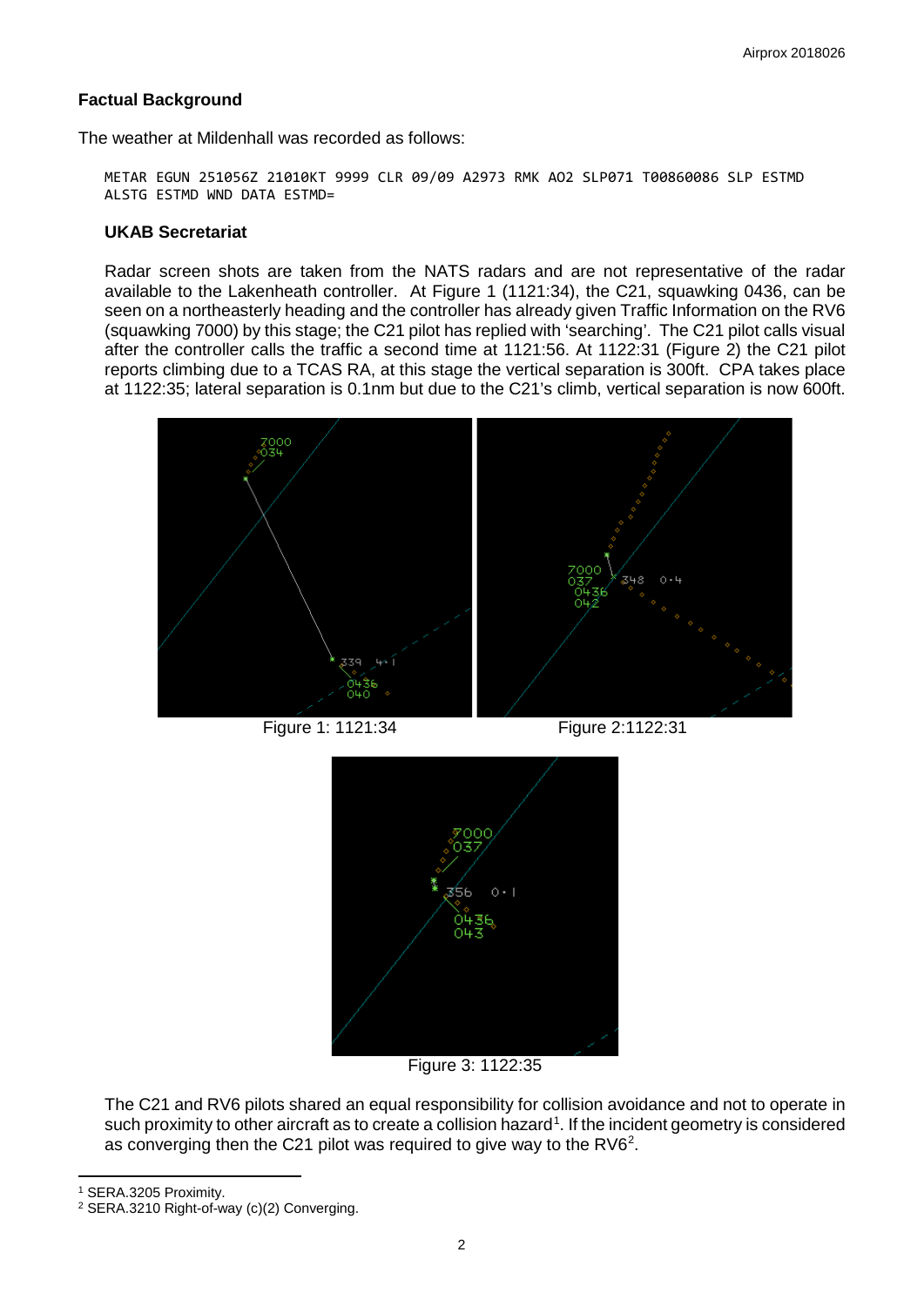## Factual Background

The weather at Mildenhall was recorded as follows:

```
METAR EGUN 251056Z 21010KT 9999 CLR 09/09 A2973 RMK AO2 SLP071 T00860086 SLP ESTMD
ALSTG ESTMD WND DATA ESTMD=
```

### UKAB Secretariat

Radar screen shots are taken from the NATS radars and are not representative of the radar available to the Lakenheath controller. At Figure 1 (1121:34), the C21, squawking 0436, can be seen on a northeasterly heading and the controller has already given Traffic Information on the RV6 (squawking 7000) by this stage; the C21 pilot has replied with 'searching'. The C21 pilot calls visual after the controller calls the traffic a second time at 1121:56. At 1122:31 (Figure 2) the C21 pilot reports climbing due to a TCAS RA, at this stage the vertical separation is 300ft. CPA takes place at 1122:35; lateral separation is 0.1nm but due to the C21's climb, vertical separation is now 600ft.

Figure 1: 1121:34

Figure 2:1122:31

Figure 3: 1122:35

The C21 and RV6 pilots shared an equal responsibility for collision avoidance and not to operate in such proximity to other aircraft as to create a collision hazard[1]. If the incident geometry is considered as converging then the C21 pilot was required to give way to the RV6[2].

[1] SERA.3205 Proximity.

[2] SERA.3210 Right-of-way (c)(2) Converging.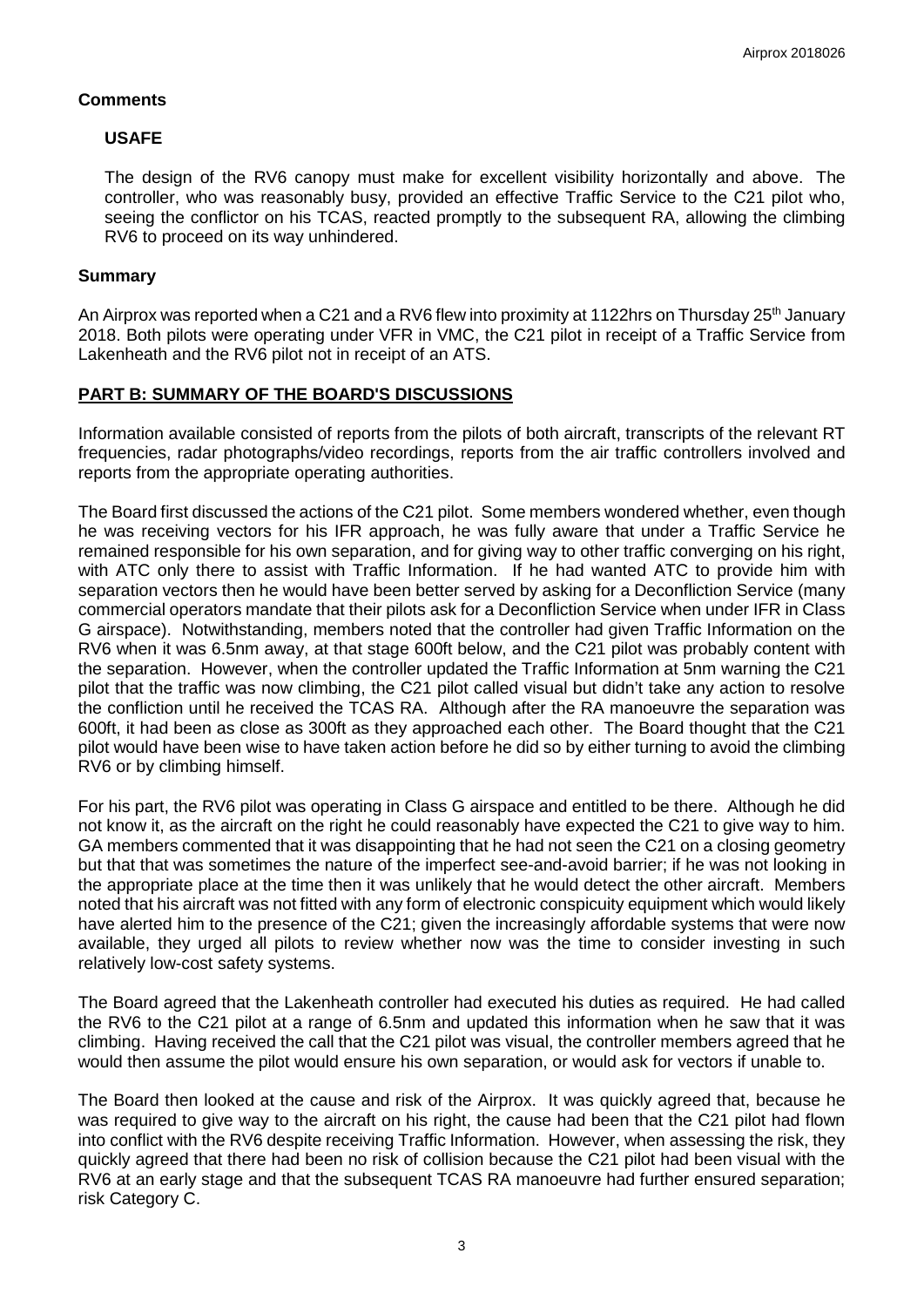## Comments

### USAFE

The design of the RV6 canopy must make for excellent visibility horizontally and above. The controller, who was reasonably busy, provided an effective Traffic Service to the C21 pilot who, seeing the conflictor on his TCAS, reacted promptly to the subsequent RA, allowing the climbing RV6 to proceed on its way unhindered.

## Summary

An Airprox was reported when a C21 and a RV6 flew into proximity at 1122hrs on Thursday 25th January 2018. Both pilots were operating under VFR in VMC, the C21 pilot in receipt of a Traffic Service from Lakenheath and the RV6 pilot not in receipt of an ATS.

## PART B: SUMMARY OF THE BOARD'S DISCUSSIONS

Information available consisted of reports from the pilots of both aircraft, transcripts of the relevant RT frequencies, radar photographs/video recordings, reports from the air traffic controllers involved and reports from the appropriate operating authorities.

The Board first discussed the actions of the C21 pilot. Some members wondered whether, even though he was receiving vectors for his IFR approach, he was fully aware that under a Traffic Service he remained responsible for his own separation, and for giving way to other traffic converging on his right, with ATC only there to assist with Traffic Information. If he had wanted ATC to provide him with separation vectors then he would have been better served by asking for a Deconfliction Service (many commercial operators mandate that their pilots ask for a Deconfliction Service when under IFR in Class G airspace). Notwithstanding, members noted that the controller had given Traffic Information on the RV6 when it was 6.5nm away, at that stage 600ft below, and the C21 pilot was probably content with the separation. However, when the controller updated the Traffic Information at 5nm warning the C21 pilot that the traffic was now climbing, the C21 pilot called visual but didn't take any action to resolve the confliction until he received the TCAS RA. Although after the RA manoeuvre the separation was 600ft, it had been as close as 300ft as they approached each other. The Board thought that the C21 pilot would have been wise to have taken action before he did so by either turning to avoid the climbing RV6 or by climbing himself.

For his part, the RV6 pilot was operating in Class G airspace and entitled to be there. Although he did not know it, as the aircraft on the right he could reasonably have expected the C21 to give way to him. GA members commented that it was disappointing that he had not seen the C21 on a closing geometry but that that was sometimes the nature of the imperfect see-and-avoid barrier; if he was not looking in the appropriate place at the time then it was unlikely that he would detect the other aircraft. Members noted that his aircraft was not fitted with any form of electronic conspicuity equipment which would likely have alerted him to the presence of the C21; given the increasingly affordable systems that were now available, they urged all pilots to review whether now was the time to consider investing in such relatively low-cost safety systems.

The Board agreed that the Lakenheath controller had executed his duties as required. He had called the RV6 to the C21 pilot at a range of 6.5nm and updated this information when he saw that it was climbing. Having received the call that the C21 pilot was visual, the controller members agreed that he would then assume the pilot would ensure his own separation, or would ask for vectors if unable to.

The Board then looked at the cause and risk of the Airprox. It was quickly agreed that, because he was required to give way to the aircraft on his right, the cause had been that the C21 pilot had flown into conflict with the RV6 despite receiving Traffic Information. However, when assessing the risk, they quickly agreed that there had been no risk of collision because the C21 pilot had been visual with the RV6 at an early stage and that the subsequent TCAS RA manoeuvre had further ensured separation; risk Category C.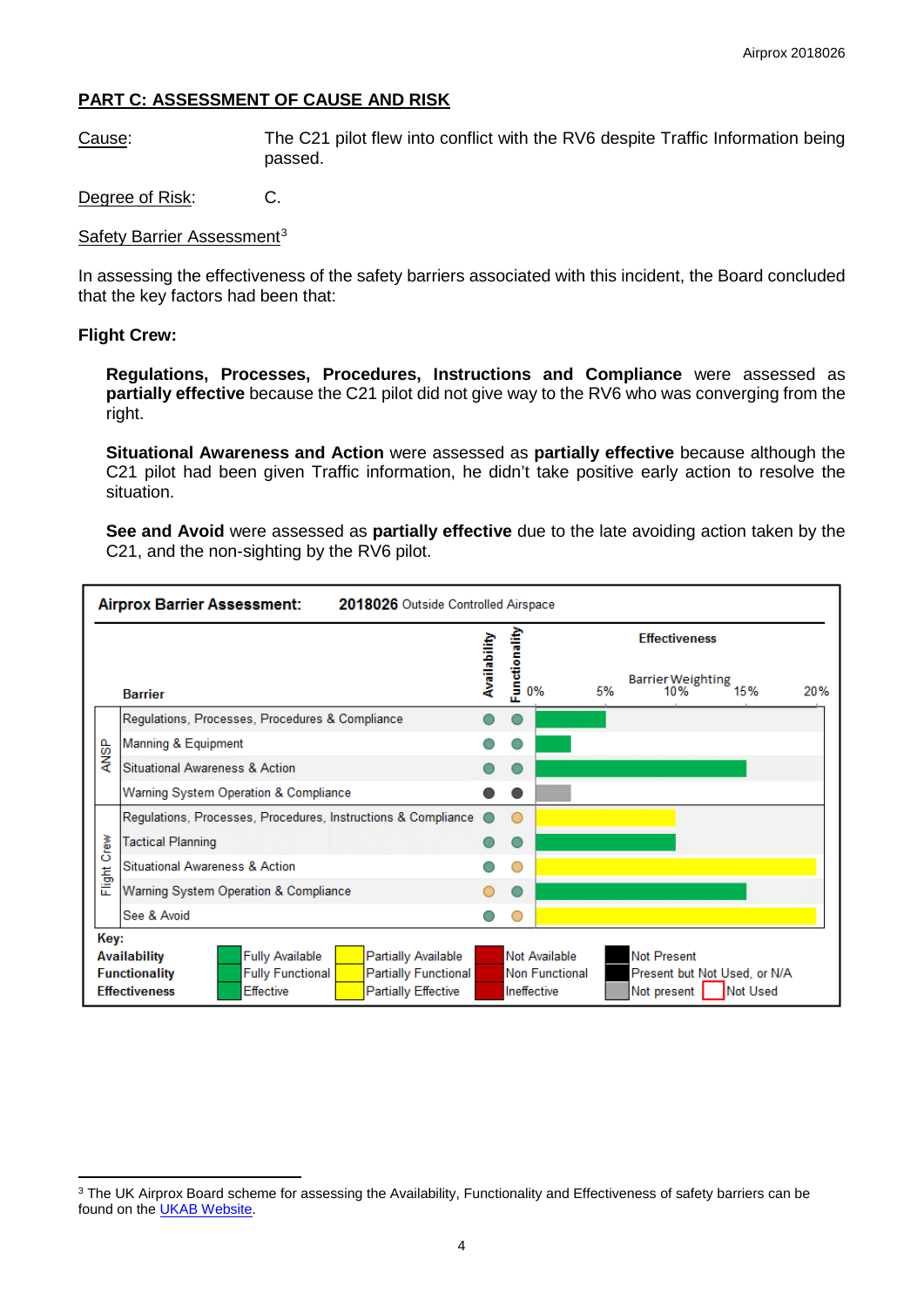## PART C: ASSESSMENT OF CAUSE AND RISK

Cause: The C21 pilot flew into conflict with the RV6 despite Traffic Information being passed.

Degree of Risk: C.

Safety Barrier Assessment[3]

In assessing the effectiveness of the safety barriers associated with this incident, the Board concluded that the key factors had been that:

**Flight Crew:**

**Regulations, Processes, Procedures, Instructions and Compliance** were assessed as **partially effective** because the C21 pilot did not give way to the RV6 who was converging from the right.

**Situational Awareness and Action** were assessed as **partially effective** because although the C21 pilot had been given Traffic information, he didn't take positive early action to resolve the situation.

**See and Avoid** were assessed as **partially effective** due to the late avoiding action taken by the C21, and the non-sighting by the RV6 pilot.

**Airprox Barrier Assessment:** **2018026** Outside Controlled Airspace

Barrier

Availability

Functionality

Effectiveness

Barrier Weighting

0% 5% 10% 15% 20%

ANSP

Regulations, Processes, Procedures & Compliance

Manning & Equipment

Situational Awareness & Action

Warning System Operation & Compliance

Flight Crew

Regulations, Processes, Procedures, Instructions & Compliance

Tactical Planning

Situational Awareness & Action

Warning System Operation & Compliance

See & Avoid

Key:

Availability: Fully Available, Partially Available, Not Available, Not Present

Functionality: Fully Functional, Partially Functional, Non Functional, Present but Not Used, or N/A

Effectiveness: Effective, Partially Effective, Ineffective, Not present, Not Used

[3] The UK Airprox Board scheme for assessing the Availability, Functionality and Effectiveness of safety barriers can be found on the UKAB Website.